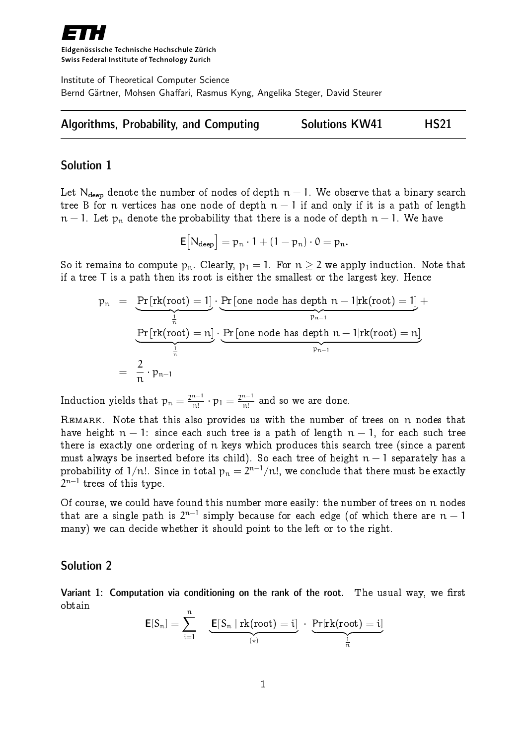Eidgenössische Technische Hochschule Zürich
Swiss Federal Institute of Technology Zurich

Institute of Theoretical Computer Science
Bernd Gärtner, Mohsen Ghaffari, Rasmus Kyng, Angelika Steger, David Steurer

**Algorithms, Probability, and Computing** **Solutions KW41** **HS21**

## Solution 1

Let $N_{\text{deep}}$ denote the number of nodes of depth $n-1$. We observe that a binary search tree B for $n$ vertices has one node of depth $n-1$ if and only if it is a path of length $n-1$. Let $p_n$ denote the probability that there is a node of depth $n-1$. We have

$$\mathbf{E}\big[N_{\text{deep}}\big] = p_n \cdot 1 + (1-p_n)\cdot 0 = p_n.$$

So it remains to compute $p_n$. Clearly, $p_1 = 1$. For $n \geq 2$ we apply induction. Note that if a tree T is a path then its root is either the smallest or the largest key. Hence

$$\begin{aligned}
p_n &= \underbrace{\Pr[\text{rk(root)} = 1]}_{\frac{1}{n}} \cdot \underbrace{\Pr[\text{one node has depth } n-1 | \text{rk(root)} = 1]}_{p_{n-1}} + \\
&\quad \underbrace{\Pr[\text{rk(root)} = n]}_{\frac{1}{n}} \cdot \underbrace{\Pr[\text{one node has depth } n-1 | \text{rk(root)} = n]}_{p_{n-1}} \\
&= \frac{2}{n}\cdot p_{n-1}
\end{aligned}$$

Induction yields that $p_n = \frac{2^{n-1}}{n!}\cdot p_1 = \frac{2^{n-1}}{n!}$ and so we are done.

Remark. Note that this also provides us with the number of trees on $n$ nodes that have height $n-1$: since each such tree is a path of length $n-1$, for each such tree there is exactly one ordering of $n$ keys which produces this search tree (since a parent must always be inserted before its child). So each tree of height $n-1$ separately has a probability of $1/n!$. Since in total $p_n = 2^{n-1}/n!$, we conclude that there must be exactly $2^{n-1}$ trees of this type.

Of course, we could have found this number more easily: the number of trees on $n$ nodes that are a single path is $2^{n-1}$ simply because for each edge (of which there are $n-1$ many) we can decide whether it should point to the left or to the right.

## Solution 2

**Variant 1: Computation via conditioning on the rank of the root.** The usual way, we first obtain

$$\mathbf{E}[S_n] = \sum_{i=1}^{n} \underbrace{\mathbf{E}[S_n \mid \text{rk(root)} = i]}_{(\star)} \cdot \underbrace{\Pr[\text{rk(root)} = i]}_{\frac{1}{n}}$$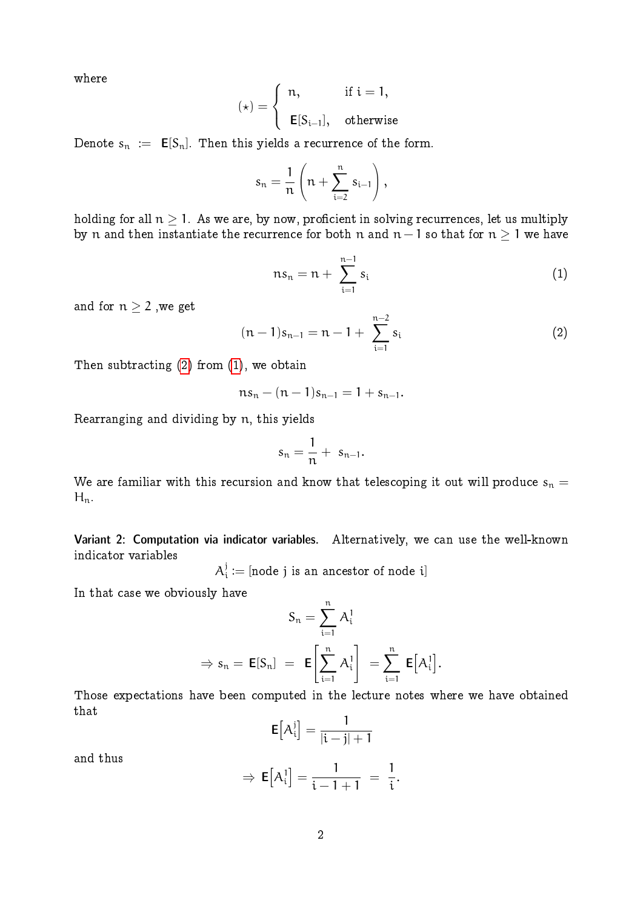where

$$(\star) = \begin{cases} n, & \text{if } i = 1, \\ \mathbf{E}[S_{i-1}], & \text{otherwise} \end{cases}$$

Denote $s_n := \mathbf{E}[S_n]$. Then this yields a recurrence of the form.

$$s_n = \frac{1}{n}\left(n + \sum_{i=2}^{n} s_{i-1}\right),$$

holding for all $n \geq 1$. As we are, by now, proficient in solving recurrences, let us multiply by $n$ and then instantiate the recurrence for both $n$ and $n-1$ so that for $n \geq 1$ we have

$$ns_n = n + \sum_{i=1}^{n-1} s_i \tag{1}$$

and for $n \geq 2$ ,we get

$$(n-1)s_{n-1} = n - 1 + \sum_{i=1}^{n-2} s_i \tag{2}$$

Then subtracting (2) from (1), we obtain

$$ns_n - (n-1)s_{n-1} = 1 + s_{n-1}.$$

Rearranging and dividing by $n$, this yields

$$s_n = \frac{1}{n} + s_{n-1}.$$

We are familiar with this recursion and know that telescoping it out will produce $s_n = H_n$.

**Variant 2: Computation via indicator variables.** Alternatively, we can use the well-known indicator variables

$$A_i^j := [\text{node } j \text{ is an ancestor of node } i]$$

In that case we obviously have

$$S_n = \sum_{i=1}^{n} A_i^1$$

$$\Rightarrow s_n = \mathbf{E}[S_n] = \mathbf{E}\left[\sum_{i=1}^{n} A_i^1\right] = \sum_{i=1}^{n} \mathbf{E}\left[A_i^1\right].$$

Those expectations have been computed in the lecture notes where we have obtained that

$$\mathbf{E}\left[A_i^j\right] = \frac{1}{|i-j|+1}$$

and thus

$$\Rightarrow \mathbf{E}\left[A_i^1\right] = \frac{1}{i-1+1} = \frac{1}{i}.$$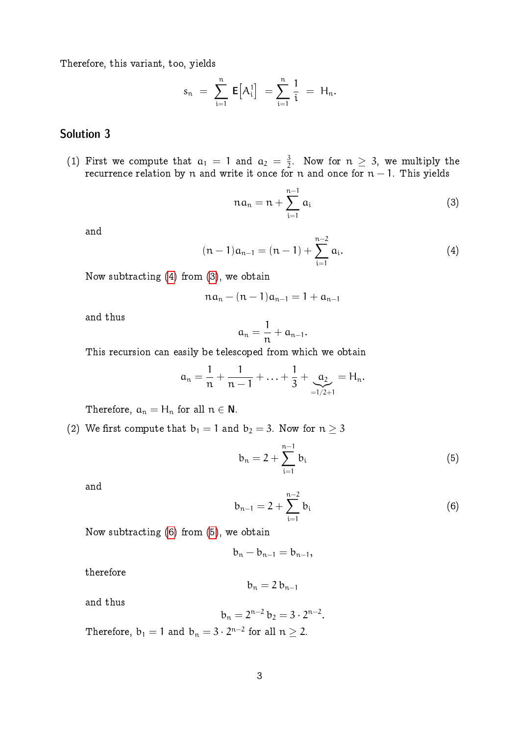Therefore, this variant, too, yields

$$s_n = \sum_{i=1}^{n} \mathsf{E}\left[A_i^1\right] = \sum_{i=1}^{n} \frac{1}{i} = H_n.$$

## Solution 3

(1) First we compute that $a_1 = 1$ and $a_2 = \frac{3}{2}$. Now for $n \geq 3$, we multiply the recurrence relation by $n$ and write it once for $n$ and once for $n-1$. This yields

$$na_n = n + \sum_{i=1}^{n-1} a_i \tag{3}$$

and

$$(n-1)a_{n-1} = (n-1) + \sum_{i=1}^{n-2} a_i. \tag{4}$$

Now subtracting (4) from (3), we obtain

$$na_n - (n-1)a_{n-1} = 1 + a_{n-1}$$

and thus

$$a_n = \frac{1}{n} + a_{n-1}.$$

This recursion can easily be telescoped from which we obtain

$$a_n = \frac{1}{n} + \frac{1}{n-1} + \ldots + \frac{1}{3} + \underbrace{a_2}_{=1/2+1} = H_n.$$

Therefore, $a_n = H_n$ for all $n \in \mathbf{N}$.

(2) We first compute that $b_1 = 1$ and $b_2 = 3$. Now for $n \geq 3$

$$b_n = 2 + \sum_{i=1}^{n-1} b_i \tag{5}$$

and

$$b_{n-1} = 2 + \sum_{i=1}^{n-2} b_i \tag{6}$$

Now subtracting (6) from (5), we obtain

$$b_n - b_{n-1} = b_{n-1},$$

therefore

$$b_n = 2\, b_{n-1}$$

and thus

$$b_n = 2^{n-2}\, b_2 = 3 \cdot 2^{n-2}.$$

Therefore, $b_1 = 1$ and $b_n = 3 \cdot 2^{n-2}$ for all $n \geq 2$.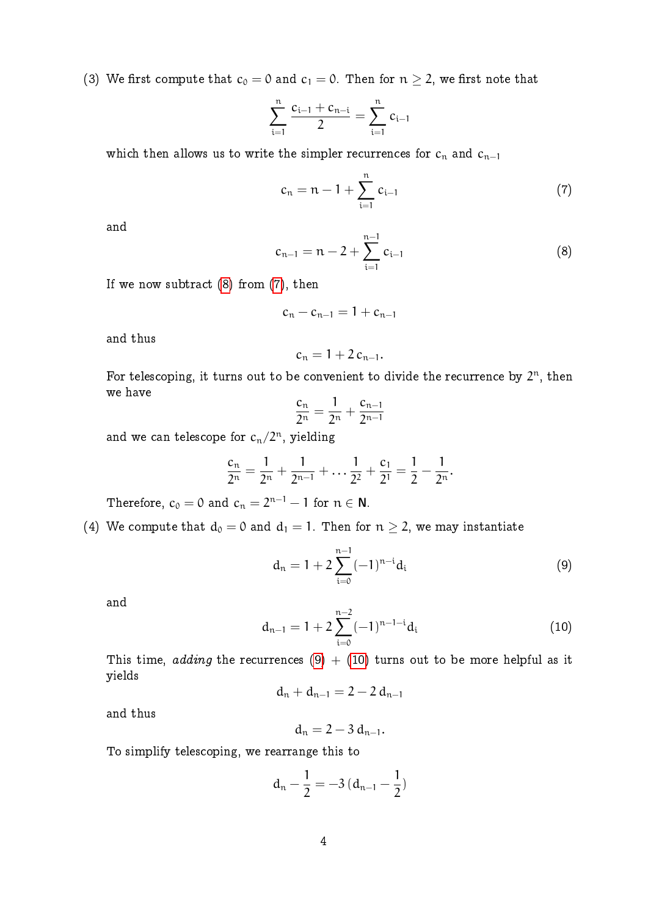(3) We first compute that $c_0 = 0$ and $c_1 = 0$. Then for $n \geq 2$, we first note that

$$\sum_{i=1}^{n} \frac{c_{i-1} + c_{n-i}}{2} = \sum_{i=1}^{n} c_{i-1}$$

which then allows us to write the simpler recurrences for $c_n$ and $c_{n-1}$

$$c_n = n - 1 + \sum_{i=1}^{n} c_{i-1} \tag{7}$$

and

$$c_{n-1} = n - 2 + \sum_{i=1}^{n-1} c_{i-1} \tag{8}$$

If we now subtract (8) from (7), then

$$c_n - c_{n-1} = 1 + c_{n-1}$$

and thus

$$c_n = 1 + 2\,c_{n-1}.$$

For telescoping, it turns out to be convenient to divide the recurrence by $2^n$, then we have

$$\frac{c_n}{2^n} = \frac{1}{2^n} + \frac{c_{n-1}}{2^{n-1}}$$

and we can telescope for $c_n/2^n$, yielding

$$\frac{c_n}{2^n} = \frac{1}{2^n} + \frac{1}{2^{n-1}} + \ldots \frac{1}{2^2} + \frac{c_1}{2^1} = \frac{1}{2} - \frac{1}{2^n}.$$

Therefore, $c_0 = 0$ and $c_n = 2^{n-1} - 1$ for $n \in \mathbf{N}$.

(4) We compute that $d_0 = 0$ and $d_1 = 1$. Then for $n \geq 2$, we may instantiate

$$d_n = 1 + 2\sum_{i=0}^{n-1} (-1)^{n-i} d_i \tag{9}$$

and

$$d_{n-1} = 1 + 2\sum_{i=0}^{n-2} (-1)^{n-1-i} d_i \tag{10}$$

This time, *adding* the recurrences (9) + (10) turns out to be more helpful as it yields

$$d_n + d_{n-1} = 2 - 2\,d_{n-1}$$

and thus

$$d_n = 2 - 3\,d_{n-1}.$$

To simplify telescoping, we rearrange this to

$$d_n - \frac{1}{2} = -3\,(d_{n-1} - \frac{1}{2})$$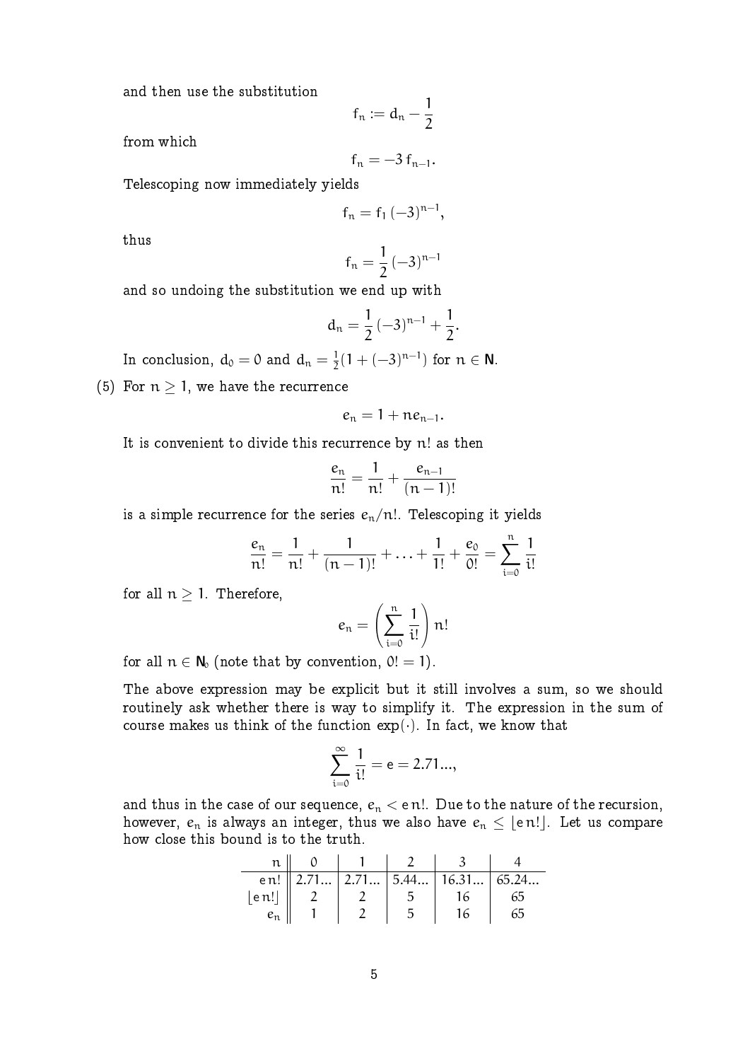and then use the substitution

$$f_n := d_n - \frac{1}{2}$$

from which

$$f_n = -3\, f_{n-1}.$$

Telescoping now immediately yields

$$f_n = f_1\, (-3)^{n-1},$$

thus

$$f_n = \frac{1}{2}\, (-3)^{n-1}$$

and so undoing the substitution we end up with

$$d_n = \frac{1}{2}\, (-3)^{n-1} + \frac{1}{2}.$$

In conclusion, $d_0 = 0$ and $d_n = \frac{1}{2}(1 + (-3)^{n-1})$ for $n \in \mathbf{N}$.

(5) For $n \geq 1$, we have the recurrence

$$e_n = 1 + n e_{n-1}.$$

It is convenient to divide this recurrence by $n!$ as then

$$\frac{e_n}{n!} = \frac{1}{n!} + \frac{e_{n-1}}{(n-1)!}$$

is a simple recurrence for the series $e_n/n!$. Telescoping it yields

$$\frac{e_n}{n!} = \frac{1}{n!} + \frac{1}{(n-1)!} + \ldots + \frac{1}{1!} + \frac{e_0}{0!} = \sum_{i=0}^{n} \frac{1}{i!}$$

for all $n \geq 1$. Therefore,

$$e_n = \left( \sum_{i=0}^{n} \frac{1}{i!} \right) n!$$

for all $n \in \mathbf{N}_0$ (note that by convention, $0! = 1$).

The above expression may be explicit but it still involves a sum, so we should routinely ask whether there is way to simplify it. The expression in the sum of course makes us think of the function $\exp(\cdot)$. In fact, we know that

$$\sum_{i=0}^{\infty} \frac{1}{i!} = e = 2.71\ldots,$$

and thus in the case of our sequence, $e_n < e\, n!$. Due to the nature of the recursion, however, $e_n$ is always an integer, thus we also have $e_n \leq \lfloor e\, n! \rfloor$. Let us compare how close this bound is to the truth.

| $n$ | 0 | 1 | 2 | 3 | 4 |
|---|---|---|---|---|---|
| $e\, n!$ | 2.71... | 2.71... | 5.44... | 16.31... | 65.24... |
| $\lfloor e\, n! \rfloor$ | 2 | 2 | 5 | 16 | 65 |
| $e_n$ | 1 | 2 | 5 | 16 | 65 |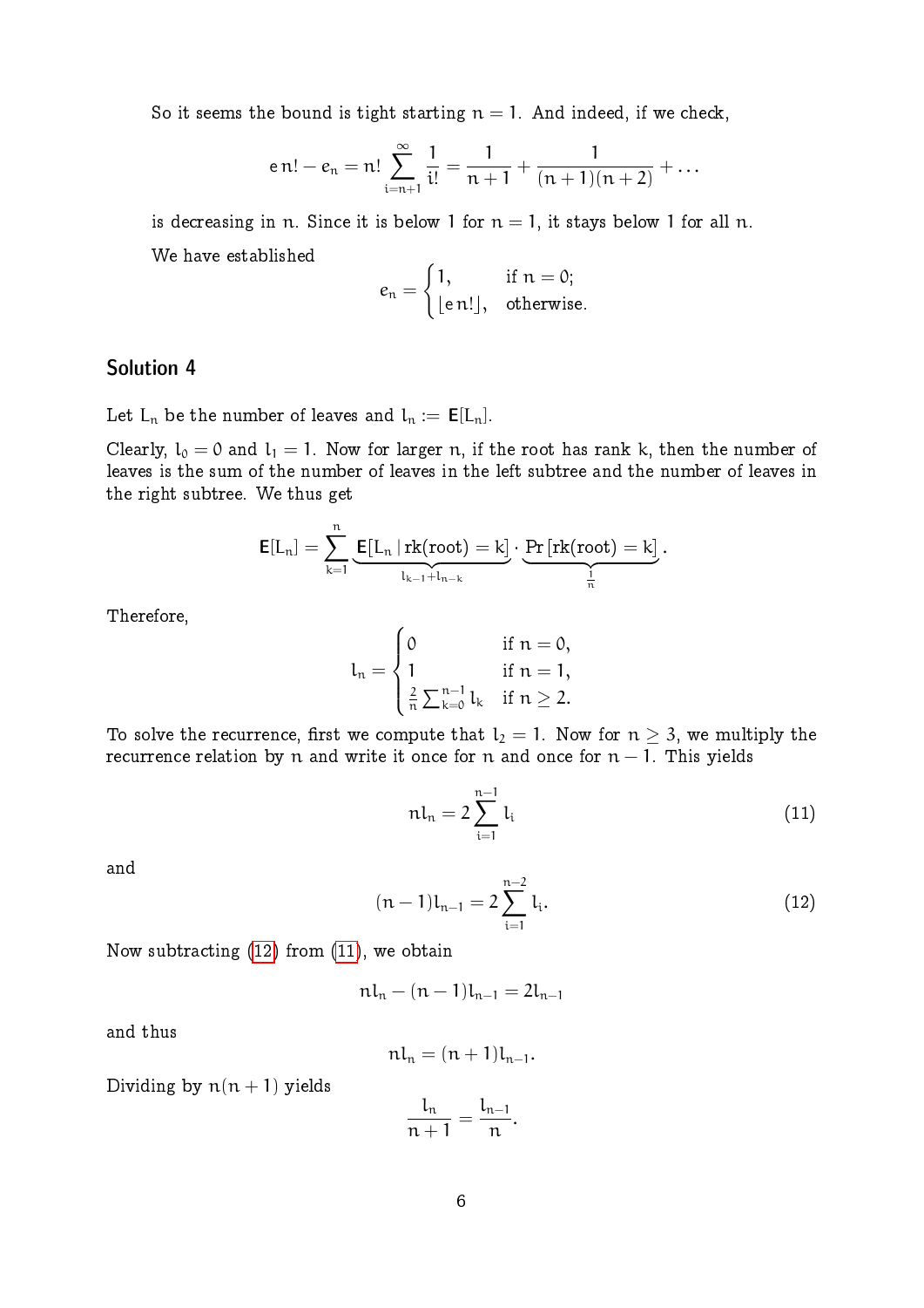So it seems the bound is tight starting $n = 1$. And indeed, if we check,

$$e\,n! - e_n = n! \sum_{i=n+1}^{\infty} \frac{1}{i!} = \frac{1}{n+1} + \frac{1}{(n+1)(n+2)} + \dots$$

is decreasing in $n$. Since it is below 1 for $n = 1$, it stays below 1 for all $n$.

We have established

$$e_n = \begin{cases} 1, & \text{if } n = 0; \\ \lfloor e\,n! \rfloor, & \text{otherwise.} \end{cases}$$

## Solution 4

Let $L_n$ be the number of leaves and $l_n := \mathbf{E}[L_n]$.

Clearly, $l_0 = 0$ and $l_1 = 1$. Now for larger $n$, if the root has rank $k$, then the number of leaves is the sum of the number of leaves in the left subtree and the number of leaves in the right subtree. We thus get

$$\mathbf{E}[L_n] = \sum_{k=1}^{n} \underbrace{\mathbf{E}[L_n \mid \text{rk(root)} = k]}_{l_{k-1}+l_{n-k}} \cdot \underbrace{\Pr[\text{rk(root)} = k]}_{\frac{1}{n}}.$$

Therefore,

$$l_n = \begin{cases} 0 & \text{if } n = 0, \\ 1 & \text{if } n = 1, \\ \frac{2}{n}\sum_{k=0}^{n-1} l_k & \text{if } n \geq 2. \end{cases}$$

To solve the recurrence, first we compute that $l_2 = 1$. Now for $n \geq 3$, we multiply the recurrence relation by $n$ and write it once for $n$ and once for $n-1$. This yields

$$n l_n = 2\sum_{i=1}^{n-1} l_i \tag{11}$$

and

$$(n-1)l_{n-1} = 2\sum_{i=1}^{n-2} l_i. \tag{12}$$

Now subtracting (12) from (11), we obtain

$$n l_n - (n-1)l_{n-1} = 2l_{n-1}$$

and thus

$$n l_n = (n+1)l_{n-1}.$$

Dividing by $n(n+1)$ yields

$$\frac{l_n}{n+1} = \frac{l_{n-1}}{n}.$$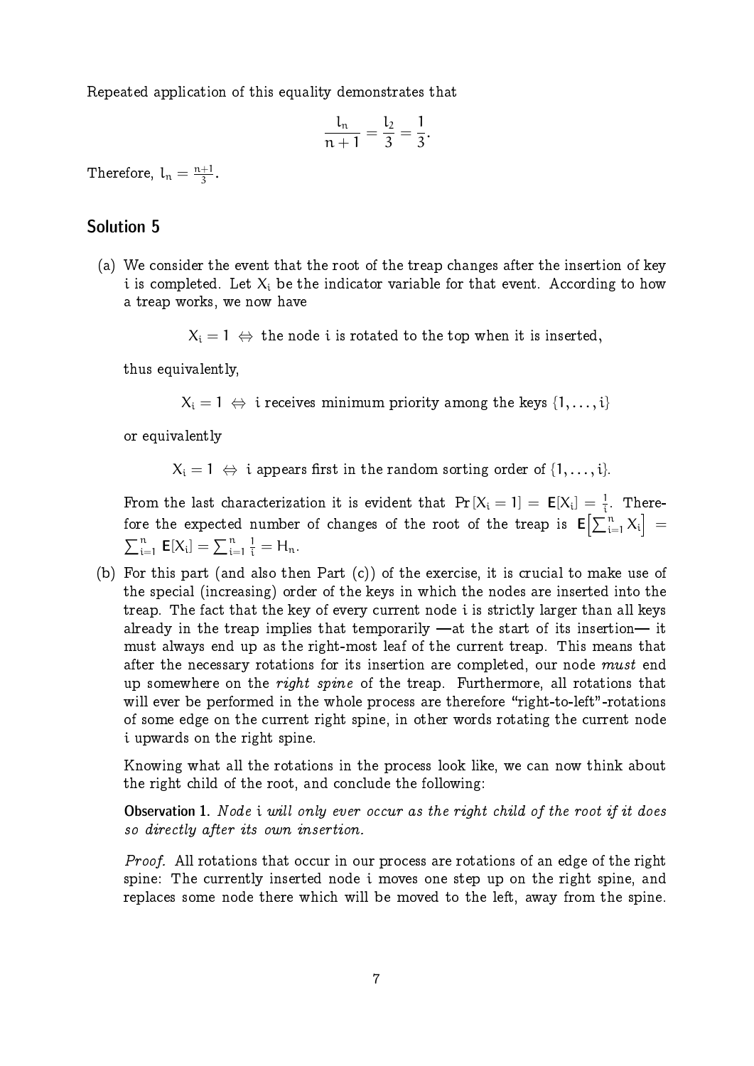Repeated application of this equality demonstrates that

$$\frac{l_n}{n+1} = \frac{l_2}{3} = \frac{1}{3}.$$

Therefore, $l_n = \frac{n+1}{3}$.

## Solution 5

(a) We consider the event that the root of the treap changes after the insertion of key $i$ is completed. Let $X_i$ be the indicator variable for that event. According to how a treap works, we now have

$$X_i = 1 \Leftrightarrow \text{the node } i \text{ is rotated to the top when it is inserted,}$$

thus equivalently,

$$X_i = 1 \Leftrightarrow i \text{ receives minimum priority among the keys } \{1, \ldots, i\}$$

or equivalently

$$X_i = 1 \Leftrightarrow i \text{ appears first in the random sorting order of } \{1, \ldots, i\}.$$

From the last characterization it is evident that $\Pr[X_i = 1] = \mathsf{E}[X_i] = \frac{1}{i}$. Therefore the expected number of changes of the root of the treap is $\mathsf{E}\Big[\sum_{i=1}^{n} X_i\Big] = \sum_{i=1}^{n} \mathsf{E}[X_i] = \sum_{i=1}^{n} \frac{1}{i} = H_n$.

(b) For this part (and also then Part (c)) of the exercise, it is crucial to make use of the special (increasing) order of the keys in which the nodes are inserted into the treap. The fact that the key of every current node $i$ is strictly larger than all keys already in the treap implies that temporarily —at the start of its insertion— it must always end up as the right-most leaf of the current treap. This means that after the necessary rotations for its insertion are completed, our node *must* end up somewhere on the *right spine* of the treap. Furthermore, all rotations that will ever be performed in the whole process are therefore "right-to-left"-rotations of some edge on the current right spine, in other words rotating the current node $i$ upwards on the right spine.

Knowing what all the rotations in the process look like, we can now think about the right child of the root, and conclude the following:

**Observation 1.** *Node $i$ will only ever occur as the right child of the root if it does so directly after its own insertion.*

*Proof.* All rotations that occur in our process are rotations of an edge of the right spine: The currently inserted node $i$ moves one step up on the right spine, and replaces some node there which will be moved to the left, away from the spine.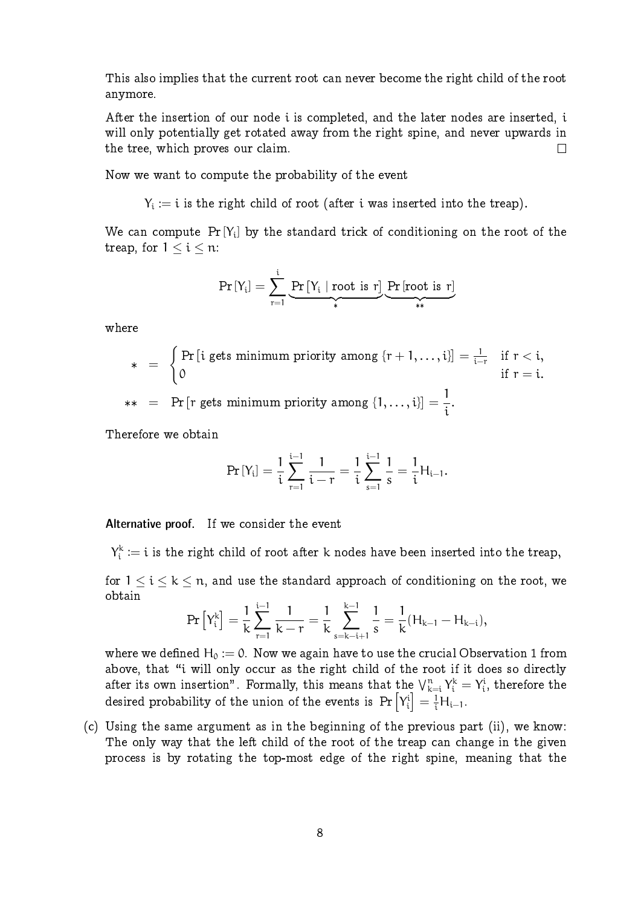This also implies that the current root can never become the right child of the root anymore.

After the insertion of our node $i$ is completed, and the later nodes are inserted, $i$ will only potentially get rotated away from the right spine, and never upwards in the tree, which proves our claim. □

Now we want to compute the probability of the event

$$Y_i := i \text{ is the right child of root (after } i \text{ was inserted into the treap).}$$

We can compute $\Pr[Y_i]$ by the standard trick of conditioning on the root of the treap, for $1 \leq i \leq n$:

$$\Pr[Y_i] = \sum_{r=1}^{i} \underbrace{\Pr[Y_i \mid \text{root is } r]}_{*} \underbrace{\Pr[\text{root is } r]}_{**}$$

where

$$* = \begin{cases} \Pr[i \text{ gets minimum priority among } \{r+1, \ldots, i\}] = \frac{1}{i-r} & \text{if } r < i, \\ 0 & \text{if } r = i. \end{cases}$$

$$** = \Pr[r \text{ gets minimum priority among } \{1, \ldots, i\}] = \frac{1}{i}.$$

Therefore we obtain

$$\Pr[Y_i] = \frac{1}{i} \sum_{r=1}^{i-1} \frac{1}{i-r} = \frac{1}{i} \sum_{s=1}^{i-1} \frac{1}{s} = \frac{1}{i} H_{i-1}.$$

**Alternative proof.** If we consider the event

$$Y_i^k := i \text{ is the right child of root after } k \text{ nodes have been inserted into the treap,}$$

for $1 \leq i \leq k \leq n$, and use the standard approach of conditioning on the root, we obtain

$$\Pr\left[Y_i^k\right] = \frac{1}{k} \sum_{r=1}^{i-1} \frac{1}{k-r} = \frac{1}{k} \sum_{s=k-i+1}^{k-1} \frac{1}{s} = \frac{1}{k}(H_{k-1} - H_{k-i}),$$

where we defined $H_0 := 0$. Now we again have to use the crucial Observation 1 from above, that "i will only occur as the right child of the root if it does so directly after its own insertion". Formally, this means that the $\bigvee_{k=i}^{n} Y_i^k = Y_i^i$, therefore the desired probability of the union of the events is $\Pr\left[Y_i^i\right] = \frac{1}{i} H_{i-1}$.

(c) Using the same argument as in the beginning of the previous part (ii), we know: The only way that the left child of the root of the treap can change in the given process is by rotating the top-most edge of the right spine, meaning that the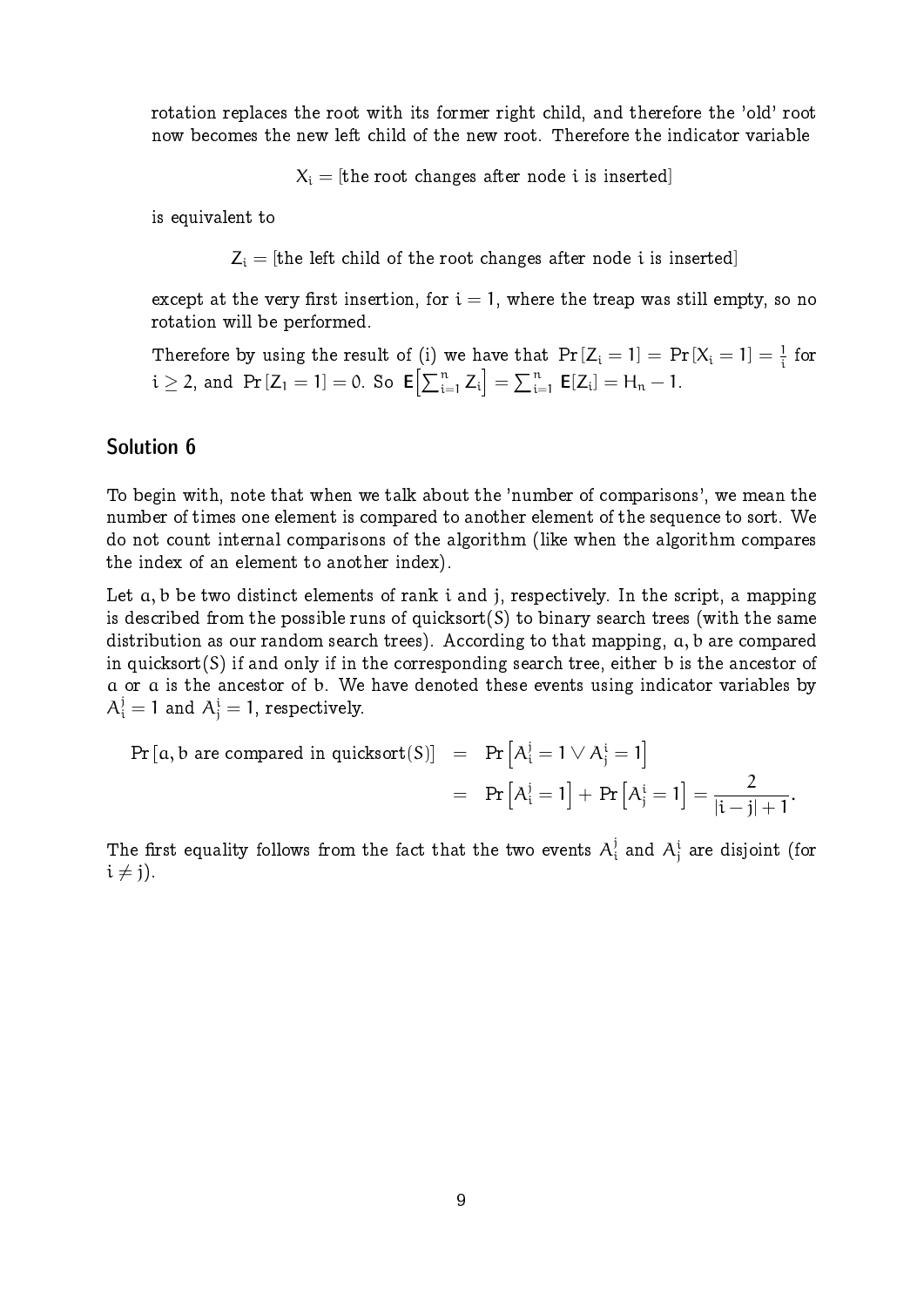rotation replaces the root with its former right child, and therefore the 'old' root now becomes the new left child of the new root. Therefore the indicator variable

$$X_i = [\text{the root changes after node } i \text{ is inserted}]$$

is equivalent to

$$Z_i = [\text{the left child of the root changes after node } i \text{ is inserted}]$$

except at the very first insertion, for $i = 1$, where the treap was still empty, so no rotation will be performed.

Therefore by using the result of (i) we have that $\Pr[Z_i = 1] = \Pr[X_i = 1] = \frac{1}{i}$ for $i \geq 2$, and $\Pr[Z_1 = 1] = 0$. So $\mathbf{E}\left[\sum_{i=1}^{n} Z_i\right] = \sum_{i=1}^{n} \mathbf{E}[Z_i] = H_n - 1$.

## Solution 6

To begin with, note that when we talk about the 'number of comparisons', we mean the number of times one element is compared to another element of the sequence to sort. We do not count internal comparisons of the algorithm (like when the algorithm compares the index of an element to another index).

Let $a, b$ be two distinct elements of rank $i$ and $j$, respectively. In the script, a mapping is described from the possible runs of quicksort($S$) to binary search trees (with the same distribution as our random search trees). According to that mapping, $a, b$ are compared in quicksort($S$) if and only if in the corresponding search tree, either $b$ is the ancestor of $a$ or $a$ is the ancestor of $b$. We have denoted these events using indicator variables by $A_i^j = 1$ and $A_j^i = 1$, respectively.

$$\begin{aligned}
\Pr[a, b \text{ are compared in quicksort}(S)] &= \Pr\left[A_i^j = 1 \vee A_j^i = 1\right] \\
&= \Pr\left[A_i^j = 1\right] + \Pr\left[A_j^i = 1\right] = \frac{2}{|i - j| + 1}.
\end{aligned}$$

The first equality follows from the fact that the two events $A_i^j$ and $A_j^i$ are disjoint (for $i \neq j$).